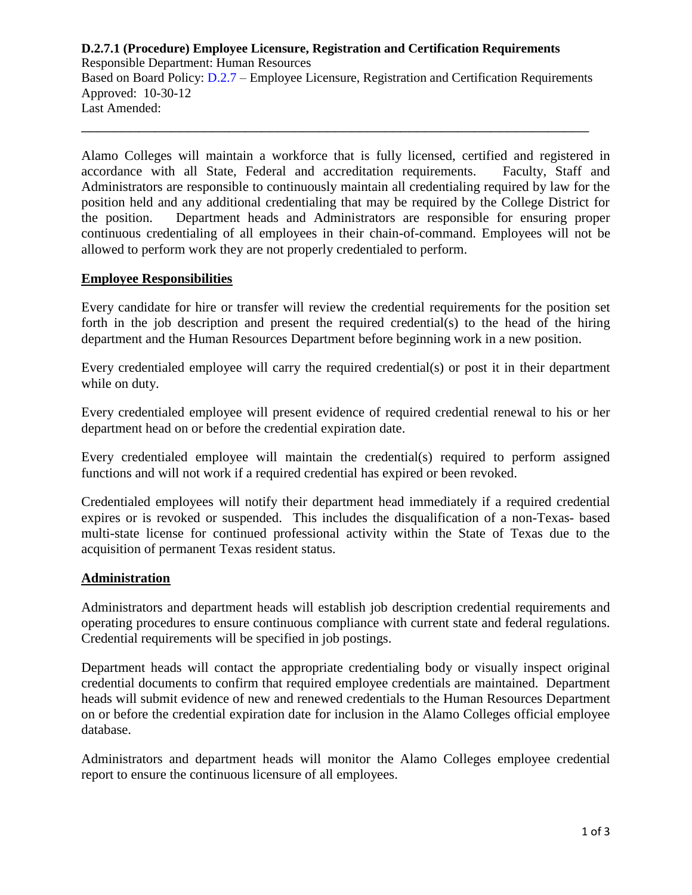**D.2.7.1 (Procedure) Employee Licensure, Registration and Certification Requirements**
Responsible Department: Human Resources
Based on Board Policy: D.2.7 – Employee Licensure, Registration and Certification Requirements
Approved: 10-30-12
Last Amended:

---

Alamo Colleges will maintain a workforce that is fully licensed, certified and registered in accordance with all State, Federal and accreditation requirements. Faculty, Staff and Administrators are responsible to continuously maintain all credentialing required by law for the position held and any additional credentialing that may be required by the College District for the position. Department heads and Administrators are responsible for ensuring proper continuous credentialing of all employees in their chain-of-command. Employees will not be allowed to perform work they are not properly credentialed to perform.

**Employee Responsibilities**

Every candidate for hire or transfer will review the credential requirements for the position set forth in the job description and present the required credential(s) to the head of the hiring department and the Human Resources Department before beginning work in a new position.

Every credentialed employee will carry the required credential(s) or post it in their department while on duty.

Every credentialed employee will present evidence of required credential renewal to his or her department head on or before the credential expiration date.

Every credentialed employee will maintain the credential(s) required to perform assigned functions and will not work if a required credential has expired or been revoked.

Credentialed employees will notify their department head immediately if a required credential expires or is revoked or suspended. This includes the disqualification of a non-Texas- based multi-state license for continued professional activity within the State of Texas due to the acquisition of permanent Texas resident status.

**Administration**

Administrators and department heads will establish job description credential requirements and operating procedures to ensure continuous compliance with current state and federal regulations. Credential requirements will be specified in job postings.

Department heads will contact the appropriate credentialing body or visually inspect original credential documents to confirm that required employee credentials are maintained. Department heads will submit evidence of new and renewed credentials to the Human Resources Department on or before the credential expiration date for inclusion in the Alamo Colleges official employee database.

Administrators and department heads will monitor the Alamo Colleges employee credential report to ensure the continuous licensure of all employees.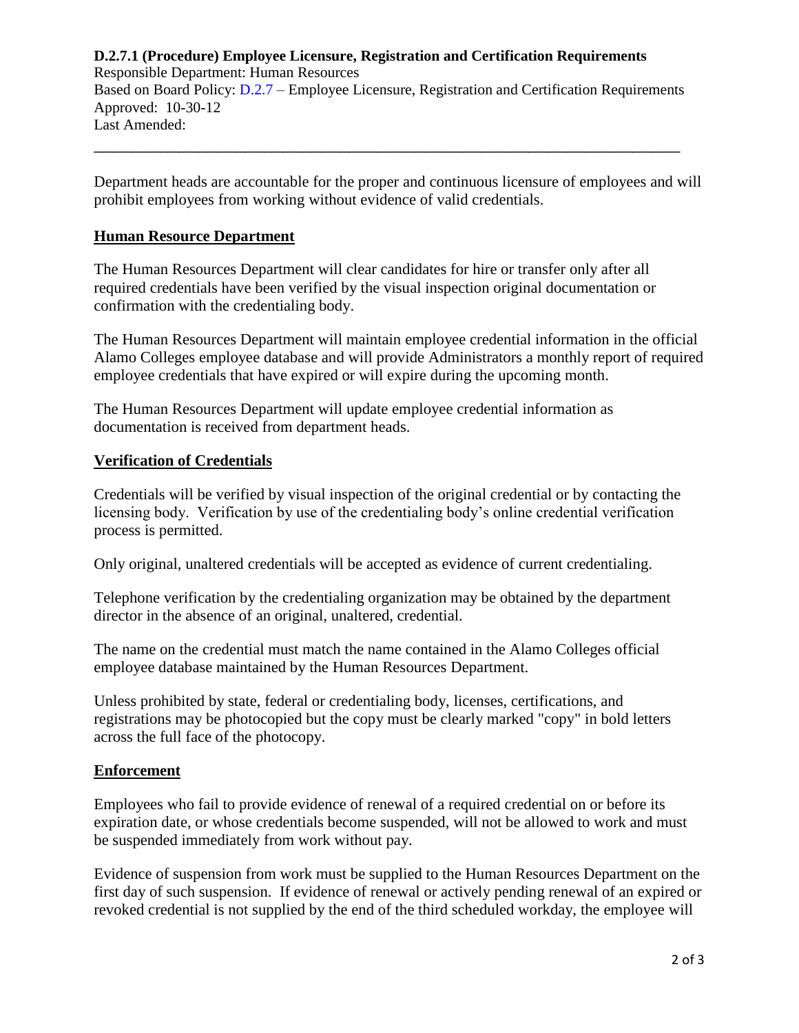**D.2.7.1 (Procedure) Employee Licensure, Registration and Certification Requirements**
Responsible Department: Human Resources
Based on Board Policy: D.2.7 – Employee Licensure, Registration and Certification Requirements
Approved: 10-30-12
Last Amended:

---

Department heads are accountable for the proper and continuous licensure of employees and will prohibit employees from working without evidence of valid credentials.

## Human Resource Department

The Human Resources Department will clear candidates for hire or transfer only after all required credentials have been verified by the visual inspection original documentation or confirmation with the credentialing body.

The Human Resources Department will maintain employee credential information in the official Alamo Colleges employee database and will provide Administrators a monthly report of required employee credentials that have expired or will expire during the upcoming month.

The Human Resources Department will update employee credential information as documentation is received from department heads.

## Verification of Credentials

Credentials will be verified by visual inspection of the original credential or by contacting the licensing body. Verification by use of the credentialing body's online credential verification process is permitted.

Only original, unaltered credentials will be accepted as evidence of current credentialing.

Telephone verification by the credentialing organization may be obtained by the department director in the absence of an original, unaltered, credential.

The name on the credential must match the name contained in the Alamo Colleges official employee database maintained by the Human Resources Department.

Unless prohibited by state, federal or credentialing body, licenses, certifications, and registrations may be photocopied but the copy must be clearly marked "copy" in bold letters across the full face of the photocopy.

## Enforcement

Employees who fail to provide evidence of renewal of a required credential on or before its expiration date, or whose credentials become suspended, will not be allowed to work and must be suspended immediately from work without pay.

Evidence of suspension from work must be supplied to the Human Resources Department on the first day of such suspension. If evidence of renewal or actively pending renewal of an expired or revoked credential is not supplied by the end of the third scheduled workday, the employee will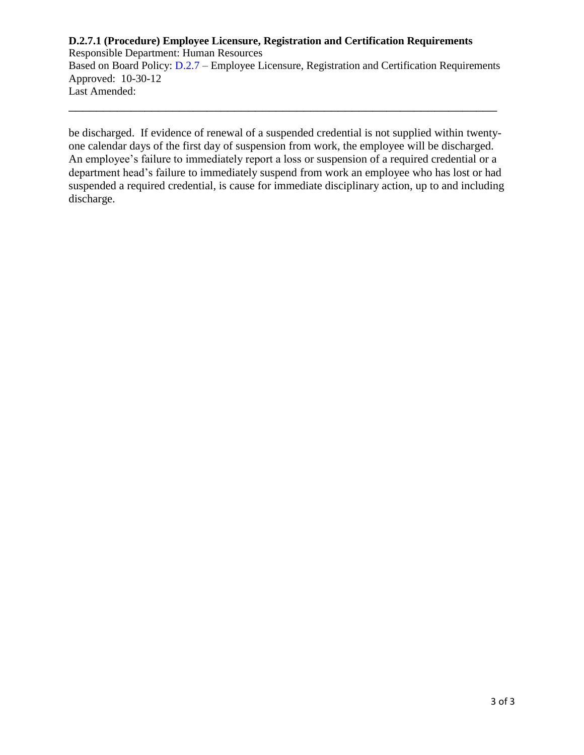be discharged. If evidence of renewal of a suspended credential is not supplied within twenty-one calendar days of the first day of suspension from work, the employee will be discharged. An employee's failure to immediately report a loss or suspension of a required credential or a department head's failure to immediately suspend from work an employee who has lost or had suspended a required credential, is cause for immediate disciplinary action, up to and including discharge.